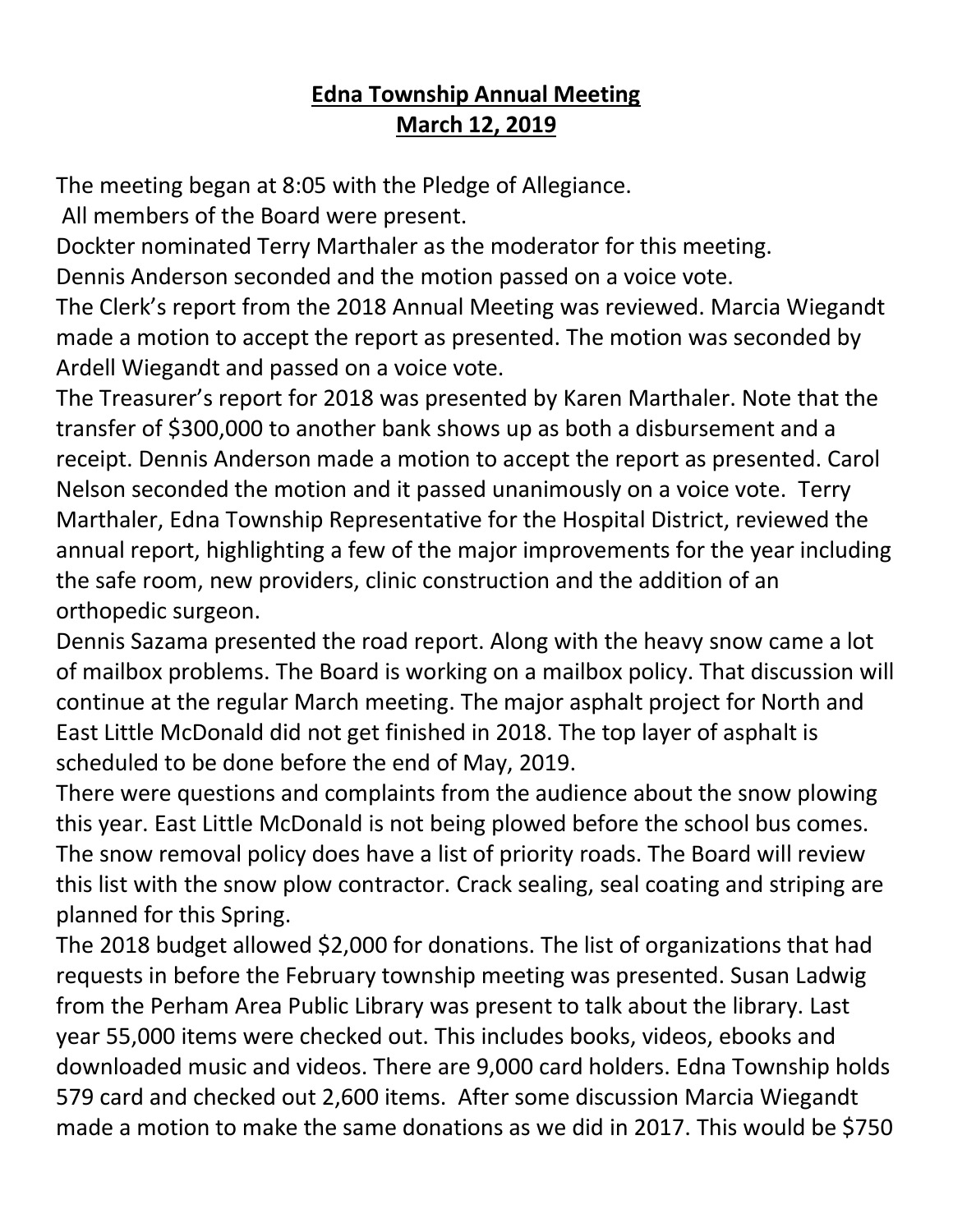# **Edna Township Annual Meeting**
## **March 12, 2019**

The meeting began at 8:05 with the Pledge of Allegiance.
All members of the Board were present.
Dockter nominated Terry Marthaler as the moderator for this meeting.
Dennis Anderson seconded and the motion passed on a voice vote.
The Clerk's report from the 2018 Annual Meeting was reviewed. Marcia Wiegandt made a motion to accept the report as presented. The motion was seconded by Ardell Wiegandt and passed on a voice vote.
The Treasurer's report for 2018 was presented by Karen Marthaler. Note that the transfer of $300,000 to another bank shows up as both a disbursement and a receipt. Dennis Anderson made a motion to accept the report as presented. Carol Nelson seconded the motion and it passed unanimously on a voice vote. Terry Marthaler, Edna Township Representative for the Hospital District, reviewed the annual report, highlighting a few of the major improvements for the year including the safe room, new providers, clinic construction and the addition of an orthopedic surgeon.
Dennis Sazama presented the road report. Along with the heavy snow came a lot of mailbox problems. The Board is working on a mailbox policy. That discussion will continue at the regular March meeting. The major asphalt project for North and East Little McDonald did not get finished in 2018. The top layer of asphalt is scheduled to be done before the end of May, 2019.
There were questions and complaints from the audience about the snow plowing this year. East Little McDonald is not being plowed before the school bus comes. The snow removal policy does have a list of priority roads. The Board will review this list with the snow plow contractor. Crack sealing, seal coating and striping are planned for this Spring.
The 2018 budget allowed $2,000 for donations. The list of organizations that had requests in before the February township meeting was presented. Susan Ladwig from the Perham Area Public Library was present to talk about the library. Last year 55,000 items were checked out. This includes books, videos, ebooks and downloaded music and videos. There are 9,000 card holders. Edna Township holds 579 card and checked out 2,600 items. After some discussion Marcia Wiegandt made a motion to make the same donations as we did in 2017. This would be $750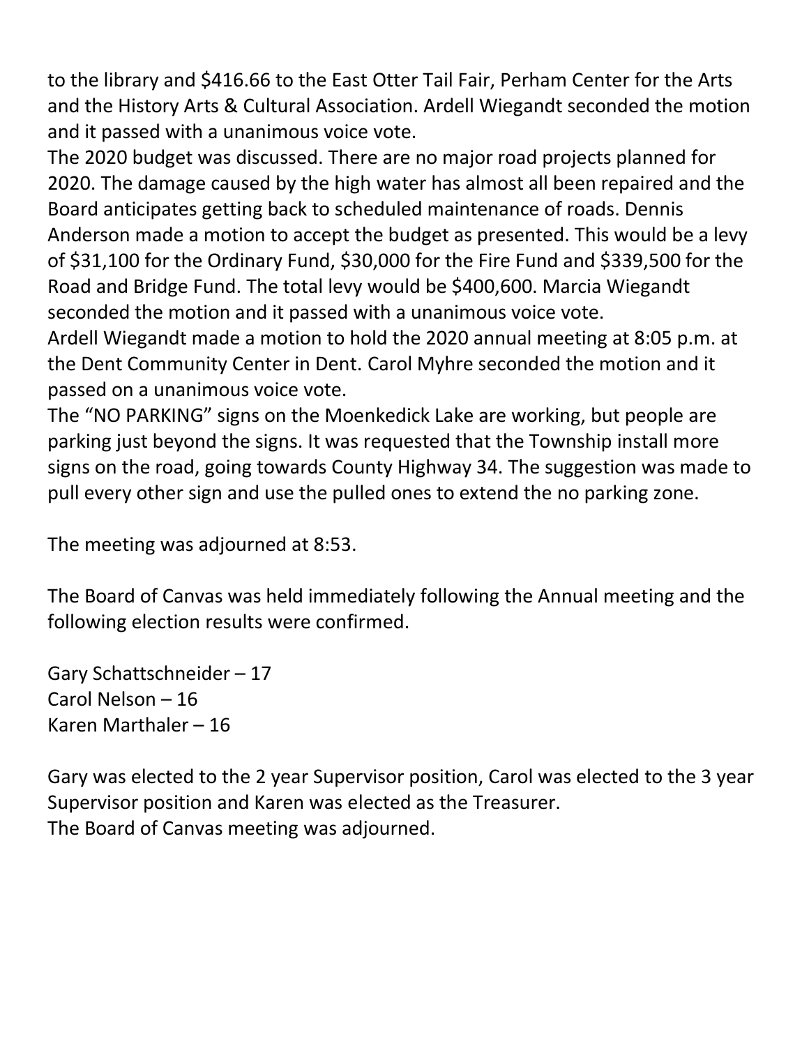to the library and $416.66 to the East Otter Tail Fair, Perham Center for the Arts and the History Arts & Cultural Association. Ardell Wiegandt seconded the motion and it passed with a unanimous voice vote.

The 2020 budget was discussed. There are no major road projects planned for 2020. The damage caused by the high water has almost all been repaired and the Board anticipates getting back to scheduled maintenance of roads. Dennis Anderson made a motion to accept the budget as presented. This would be a levy of $31,100 for the Ordinary Fund, $30,000 for the Fire Fund and $339,500 for the Road and Bridge Fund. The total levy would be $400,600. Marcia Wiegandt seconded the motion and it passed with a unanimous voice vote.

Ardell Wiegandt made a motion to hold the 2020 annual meeting at 8:05 p.m. at the Dent Community Center in Dent. Carol Myhre seconded the motion and it passed on a unanimous voice vote.

The "NO PARKING" signs on the Moenkedick Lake are working, but people are parking just beyond the signs. It was requested that the Township install more signs on the road, going towards County Highway 34. The suggestion was made to pull every other sign and use the pulled ones to extend the no parking zone.

The meeting was adjourned at 8:53.

The Board of Canvas was held immediately following the Annual meeting and the following election results were confirmed.

Gary Schattschneider – 17
Carol Nelson – 16
Karen Marthaler – 16

Gary was elected to the 2 year Supervisor position, Carol was elected to the 3 year Supervisor position and Karen was elected as the Treasurer.
The Board of Canvas meeting was adjourned.